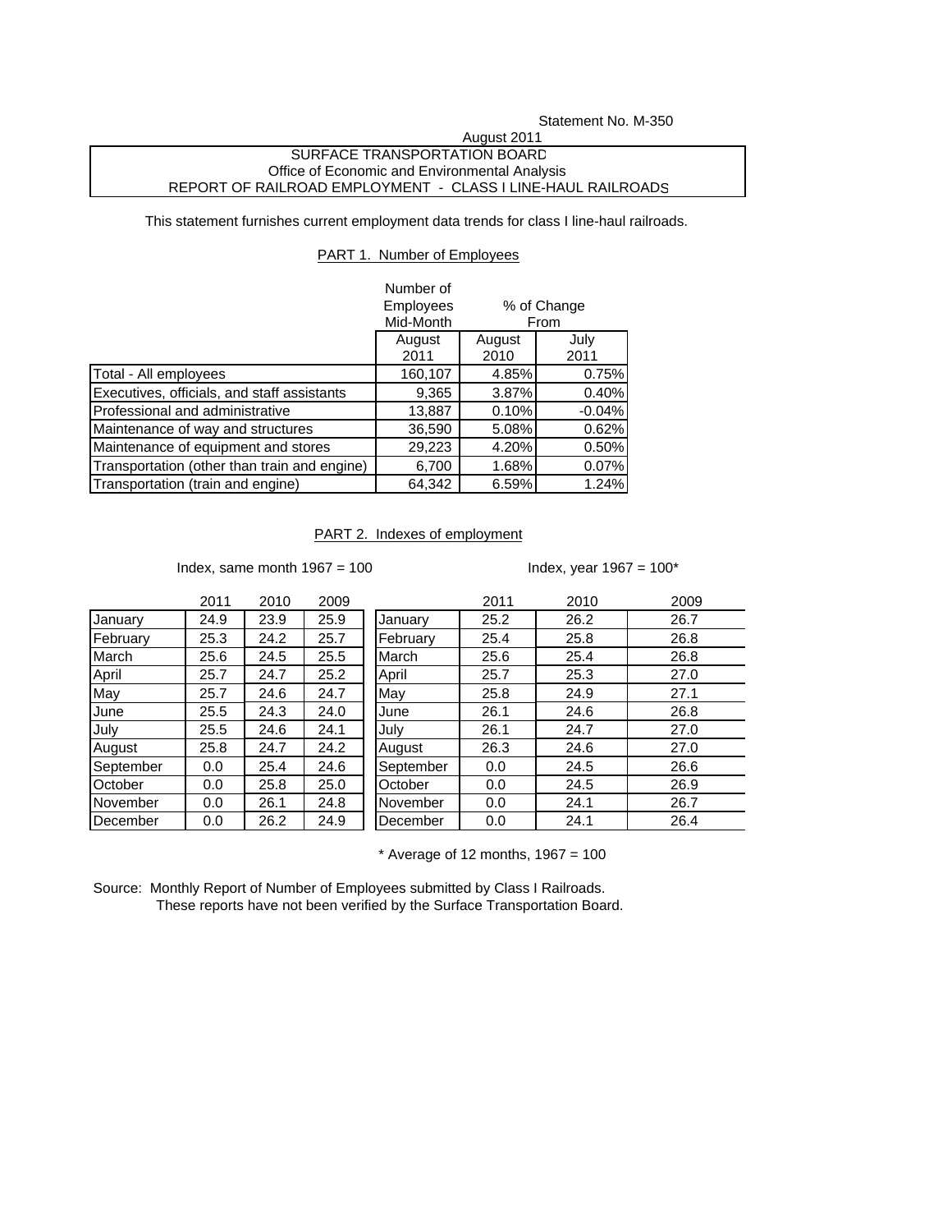Statement No. M-350

August 2011

SURFACE TRANSPORTATION BOARD

Office of Economic and Environmental Analysis

REPORT OF RAILROAD EMPLOYMENT - CLASS I LINE-HAUL RAILROADS

This statement furnishes current employment data trends for class I line-haul railroads.

## PART 1. Number of Employees

| | Number of Employees Mid-Month | % of Change From | |
|---|---|---|---|
| | August 2011 | August 2010 | July 2011 |
| Total - All employees | 160,107 | 4.85% | 0.75% |
| Executives, officials, and staff assistants | 9,365 | 3.87% | 0.40% |
| Professional and administrative | 13,887 | 0.10% | -0.04% |
| Maintenance of way and structures | 36,590 | 5.08% | 0.62% |
| Maintenance of equipment and stores | 29,223 | 4.20% | 0.50% |
| Transportation (other than train and engine) | 6,700 | 1.68% | 0.07% |
| Transportation (train and engine) | 64,342 | 6.59% | 1.24% |

## PART 2. Indexes of employment

Index, same month 1967 = 100

| | 2011 | 2010 | 2009 |
|---|---|---|---|
| January | 24.9 | 23.9 | 25.9 |
| February | 25.3 | 24.2 | 25.7 |
| March | 25.6 | 24.5 | 25.5 |
| April | 25.7 | 24.7 | 25.2 |
| May | 25.7 | 24.6 | 24.7 |
| June | 25.5 | 24.3 | 24.0 |
| July | 25.5 | 24.6 | 24.1 |
| August | 25.8 | 24.7 | 24.2 |
| September | 0.0 | 25.4 | 24.6 |
| October | 0.0 | 25.8 | 25.0 |
| November | 0.0 | 26.1 | 24.8 |
| December | 0.0 | 26.2 | 24.9 |

Index, year 1967 = 100*

| | 2011 | 2010 | 2009 |
|---|---|---|---|
| January | 25.2 | 26.2 | 26.7 |
| February | 25.4 | 25.8 | 26.8 |
| March | 25.6 | 25.4 | 26.8 |
| April | 25.7 | 25.3 | 27.0 |
| May | 25.8 | 24.9 | 27.1 |
| June | 26.1 | 24.6 | 26.8 |
| July | 26.1 | 24.7 | 27.0 |
| August | 26.3 | 24.6 | 27.0 |
| September | 0.0 | 24.5 | 26.6 |
| October | 0.0 | 24.5 | 26.9 |
| November | 0.0 | 24.1 | 26.7 |
| December | 0.0 | 24.1 | 26.4 |

* Average of 12 months, 1967 = 100

Source: Monthly Report of Number of Employees submitted by Class I Railroads.
These reports have not been verified by the Surface Transportation Board.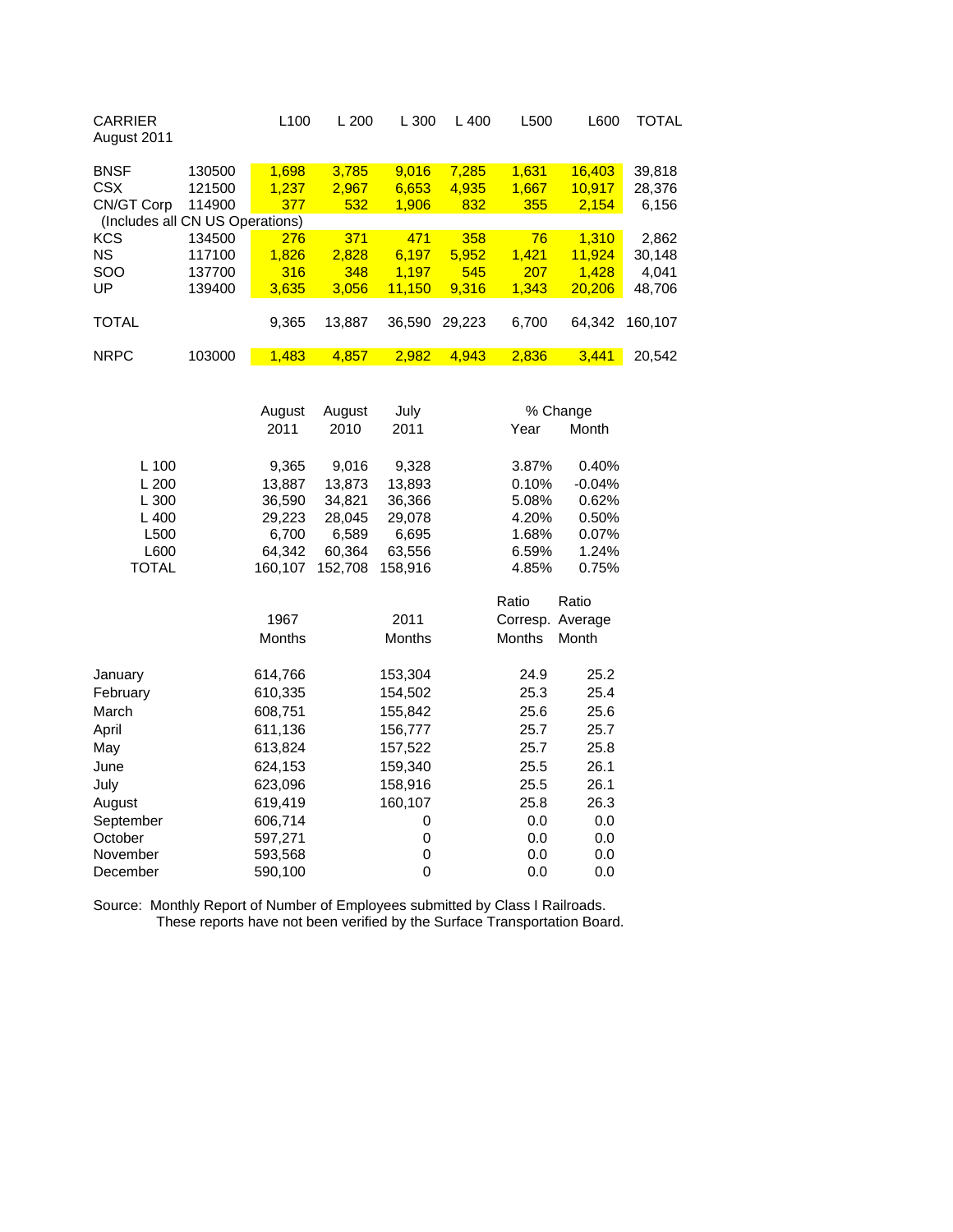| CARRIER<br>August 2011 | | L100 | L 200 | L 300 | L 400 | L500 | L600 | TOTAL |
|---|---|---|---|---|---|---|---|---|
| BNSF | 130500 | 1,698 | 3,785 | 9,016 | 7,285 | 1,631 | 16,403 | 39,818 |
| CSX | 121500 | 1,237 | 2,967 | 6,653 | 4,935 | 1,667 | 10,917 | 28,376 |
| CN/GT Corp | 114900 | 377 | 532 | 1,906 | 832 | 355 | 2,154 | 6,156 |
| (Includes all CN US Operations) | | | | | | | | |
| KCS | 134500 | 276 | 371 | 471 | 358 | 76 | 1,310 | 2,862 |
| NS | 117100 | 1,826 | 2,828 | 6,197 | 5,952 | 1,421 | 11,924 | 30,148 |
| SOO | 137700 | 316 | 348 | 1,197 | 545 | 207 | 1,428 | 4,041 |
| UP | 139400 | 3,635 | 3,056 | 11,150 | 9,316 | 1,343 | 20,206 | 48,706 |
| TOTAL | | 9,365 | 13,887 | 36,590 | 29,223 | 6,700 | 64,342 | 160,107 |
| NRPC | 103000 | 1,483 | 4,857 | 2,982 | 4,943 | 2,836 | 3,441 | 20,542 |

| | August 2011 | August 2010 | July 2011 | % Change Year | % Change Month |
|---|---|---|---|---|---|
| L 100 | 9,365 | 9,016 | 9,328 | 3.87% | 0.40% |
| L 200 | 13,887 | 13,873 | 13,893 | 0.10% | -0.04% |
| L 300 | 36,590 | 34,821 | 36,366 | 5.08% | 0.62% |
| L 400 | 29,223 | 28,045 | 29,078 | 4.20% | 0.50% |
| L500 | 6,700 | 6,589 | 6,695 | 1.68% | 0.07% |
| L600 | 64,342 | 60,364 | 63,556 | 6.59% | 1.24% |
| TOTAL | 160,107 | 152,708 | 158,916 | 4.85% | 0.75% |

| | 1967 Months | 2011 Months | Ratio Corresp. Months | Ratio Average Month |
|---|---|---|---|---|
| January | 614,766 | 153,304 | 24.9 | 25.2 |
| February | 610,335 | 154,502 | 25.3 | 25.4 |
| March | 608,751 | 155,842 | 25.6 | 25.6 |
| April | 611,136 | 156,777 | 25.7 | 25.7 |
| May | 613,824 | 157,522 | 25.7 | 25.8 |
| June | 624,153 | 159,340 | 25.5 | 26.1 |
| July | 623,096 | 158,916 | 25.5 | 26.1 |
| August | 619,419 | 160,107 | 25.8 | 26.3 |
| September | 606,714 | 0 | 0.0 | 0.0 |
| October | 597,271 | 0 | 0.0 | 0.0 |
| November | 593,568 | 0 | 0.0 | 0.0 |
| December | 590,100 | 0 | 0.0 | 0.0 |

Source: Monthly Report of Number of Employees submitted by Class I Railroads.
These reports have not been verified by the Surface Transportation Board.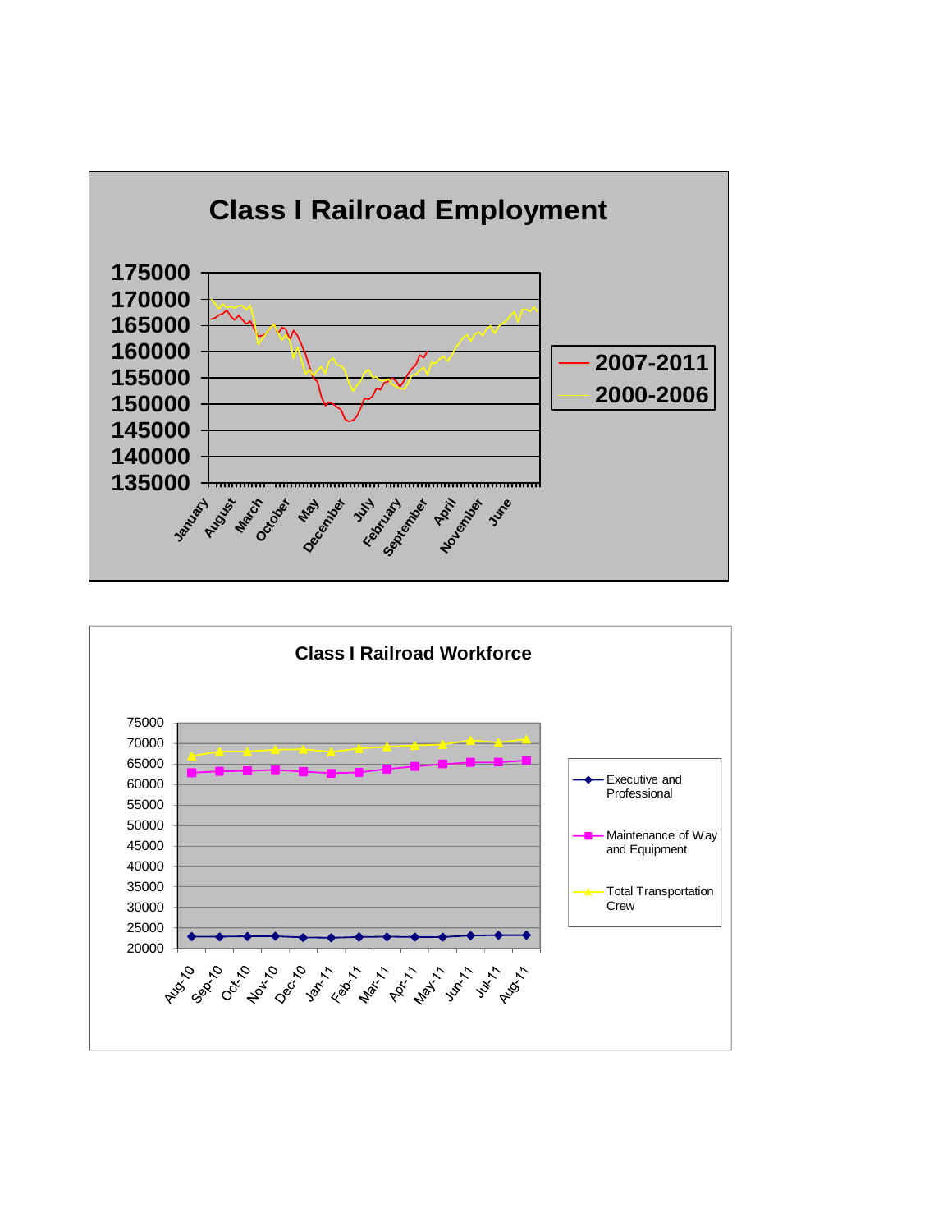## Class I Railroad Employment

175000
170000
165000
160000
155000
150000
145000
140000
135000

January
August
March
October
May
December
July
February
September
April
November
June

2007-2011
2000-2006

## Class I Railroad Workforce

75000
70000
65000
60000
55000
50000
45000
40000
35000
30000
25000
20000

Aug-10
Sep-10
Oct-10
Nov-10
Dec-10
Jan-11
Feb-11
Mar-11
Apr-11
May-11
Jun-11
Jul-11
Aug-11

Executive and Professional
Maintenance of Way and Equipment
Total Transportation Crew